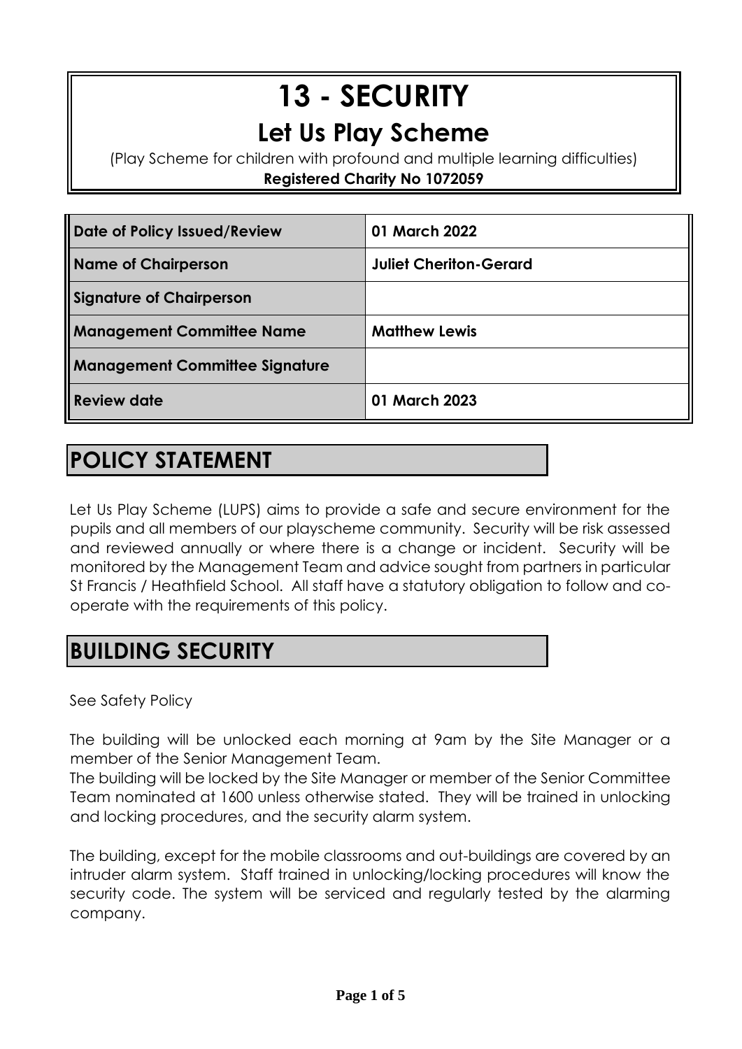# 13 - SECURITY

## Let Us Play Scheme

(Play Scheme for children with profound and multiple learning difficulties)

**Registered Charity No 1072059**

| | |
|---|---|
| **Date of Policy Issued/Review** | **01 March 2022** |
| **Name of Chairperson** | **Juliet Cheriton-Gerard** |
| **Signature of Chairperson** | |
| **Management Committee Name** | **Matthew Lewis** |
| **Management Committee Signature** | |
| **Review date** | **01 March 2023** |

## POLICY STATEMENT

Let Us Play Scheme (LUPS) aims to provide a safe and secure environment for the pupils and all members of our playscheme community. Security will be risk assessed and reviewed annually or where there is a change or incident. Security will be monitored by the Management Team and advice sought from partners in particular St Francis / Heathfield School. All staff have a statutory obligation to follow and co-operate with the requirements of this policy.

## BUILDING SECURITY

See Safety Policy

The building will be unlocked each morning at 9am by the Site Manager or a member of the Senior Management Team.
The building will be locked by the Site Manager or member of the Senior Committee Team nominated at 1600 unless otherwise stated. They will be trained in unlocking and locking procedures, and the security alarm system.

The building, except for the mobile classrooms and out-buildings are covered by an intruder alarm system. Staff trained in unlocking/locking procedures will know the security code. The system will be serviced and regularly tested by the alarming company.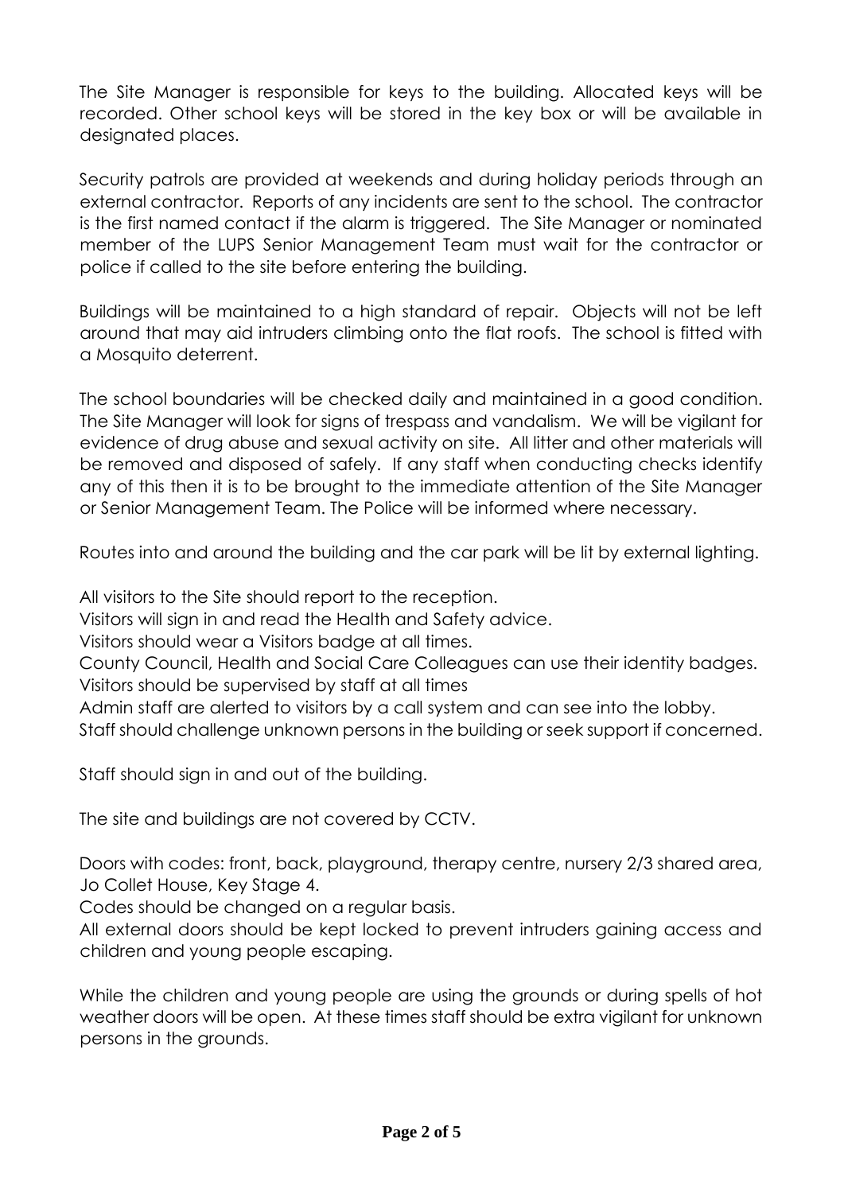The Site Manager is responsible for keys to the building. Allocated keys will be recorded. Other school keys will be stored in the key box or will be available in designated places.

Security patrols are provided at weekends and during holiday periods through an external contractor. Reports of any incidents are sent to the school. The contractor is the first named contact if the alarm is triggered. The Site Manager or nominated member of the LUPS Senior Management Team must wait for the contractor or police if called to the site before entering the building.

Buildings will be maintained to a high standard of repair. Objects will not be left around that may aid intruders climbing onto the flat roofs. The school is fitted with a Mosquito deterrent.

The school boundaries will be checked daily and maintained in a good condition. The Site Manager will look for signs of trespass and vandalism. We will be vigilant for evidence of drug abuse and sexual activity on site. All litter and other materials will be removed and disposed of safely. If any staff when conducting checks identify any of this then it is to be brought to the immediate attention of the Site Manager or Senior Management Team. The Police will be informed where necessary.

Routes into and around the building and the car park will be lit by external lighting.

All visitors to the Site should report to the reception.
Visitors will sign in and read the Health and Safety advice.
Visitors should wear a Visitors badge at all times.
County Council, Health and Social Care Colleagues can use their identity badges.
Visitors should be supervised by staff at all times
Admin staff are alerted to visitors by a call system and can see into the lobby.
Staff should challenge unknown persons in the building or seek support if concerned.

Staff should sign in and out of the building.

The site and buildings are not covered by CCTV.

Doors with codes: front, back, playground, therapy centre, nursery 2/3 shared area, Jo Collet House, Key Stage 4.
Codes should be changed on a regular basis.
All external doors should be kept locked to prevent intruders gaining access and children and young people escaping.

While the children and young people are using the grounds or during spells of hot weather doors will be open. At these times staff should be extra vigilant for unknown persons in the grounds.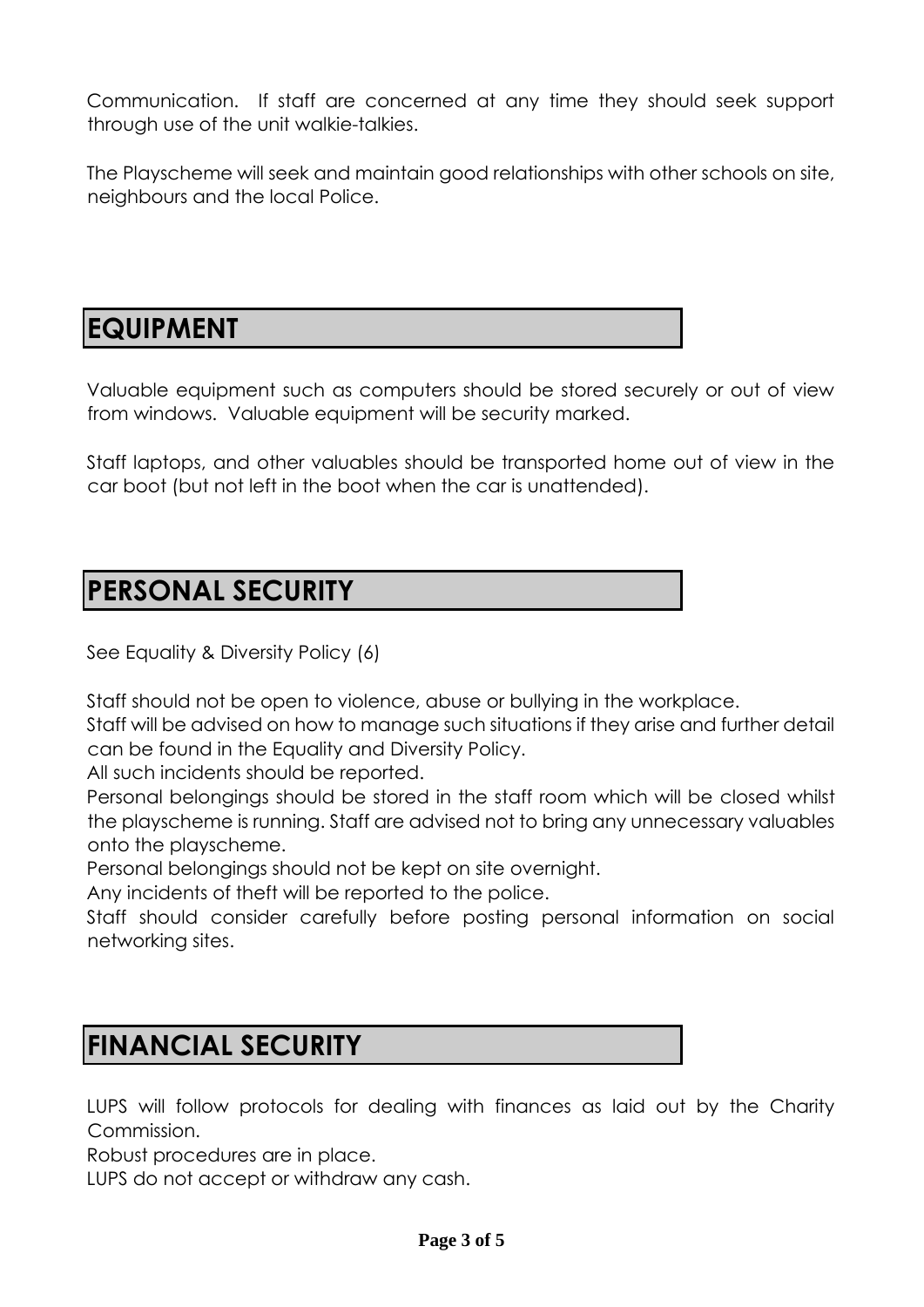Communication. If staff are concerned at any time they should seek support through use of the unit walkie-talkies.

The Playscheme will seek and maintain good relationships with other schools on site, neighbours and the local Police.

## EQUIPMENT

Valuable equipment such as computers should be stored securely or out of view from windows. Valuable equipment will be security marked.

Staff laptops, and other valuables should be transported home out of view in the car boot (but not left in the boot when the car is unattended).

## PERSONAL SECURITY

See Equality & Diversity Policy (6)

Staff should not be open to violence, abuse or bullying in the workplace.
Staff will be advised on how to manage such situations if they arise and further detail can be found in the Equality and Diversity Policy.
All such incidents should be reported.
Personal belongings should be stored in the staff room which will be closed whilst the playscheme is running. Staff are advised not to bring any unnecessary valuables onto the playscheme.
Personal belongings should not be kept on site overnight.
Any incidents of theft will be reported to the police.
Staff should consider carefully before posting personal information on social networking sites.

## FINANCIAL SECURITY

LUPS will follow protocols for dealing with finances as laid out by the Charity Commission.
Robust procedures are in place.
LUPS do not accept or withdraw any cash.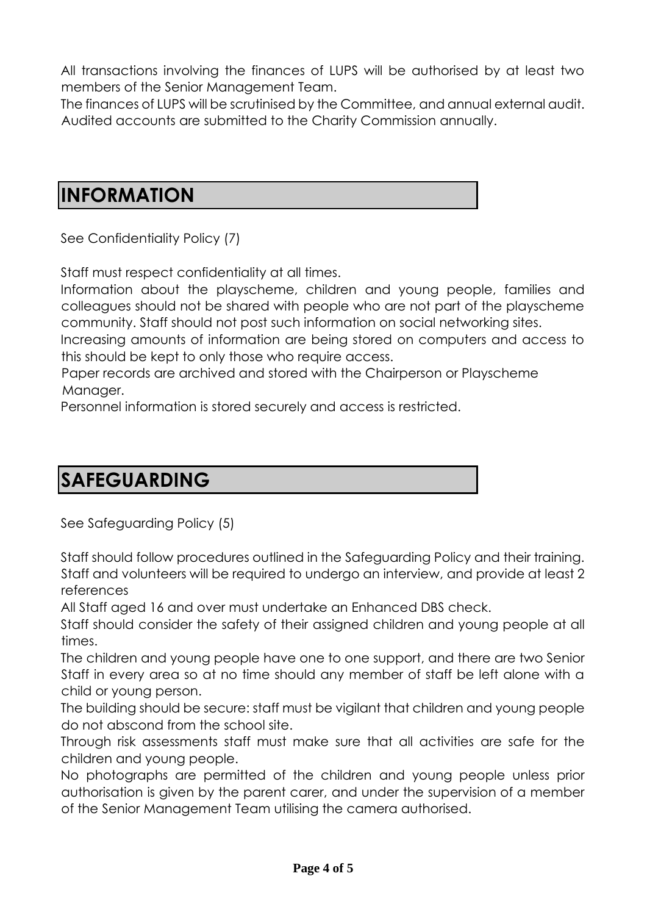All transactions involving the finances of LUPS will be authorised by at least two members of the Senior Management Team.
The finances of LUPS will be scrutinised by the Committee, and annual external audit. Audited accounts are submitted to the Charity Commission annually.

## INFORMATION

See Confidentiality Policy (7)

Staff must respect confidentiality at all times.
Information about the playscheme, children and young people, families and colleagues should not be shared with people who are not part of the playscheme community. Staff should not post such information on social networking sites.
Increasing amounts of information are being stored on computers and access to this should be kept to only those who require access.
Paper records are archived and stored with the Chairperson or Playscheme Manager.
Personnel information is stored securely and access is restricted.

## SAFEGUARDING

See Safeguarding Policy (5)

Staff should follow procedures outlined in the Safeguarding Policy and their training.
Staff and volunteers will be required to undergo an interview, and provide at least 2 references
All Staff aged 16 and over must undertake an Enhanced DBS check.
Staff should consider the safety of their assigned children and young people at all times.
The children and young people have one to one support, and there are two Senior Staff in every area so at no time should any member of staff be left alone with a child or young person.
The building should be secure: staff must be vigilant that children and young people do not abscond from the school site.
Through risk assessments staff must make sure that all activities are safe for the children and young people.
No photographs are permitted of the children and young people unless prior authorisation is given by the parent carer, and under the supervision of a member of the Senior Management Team utilising the camera authorised.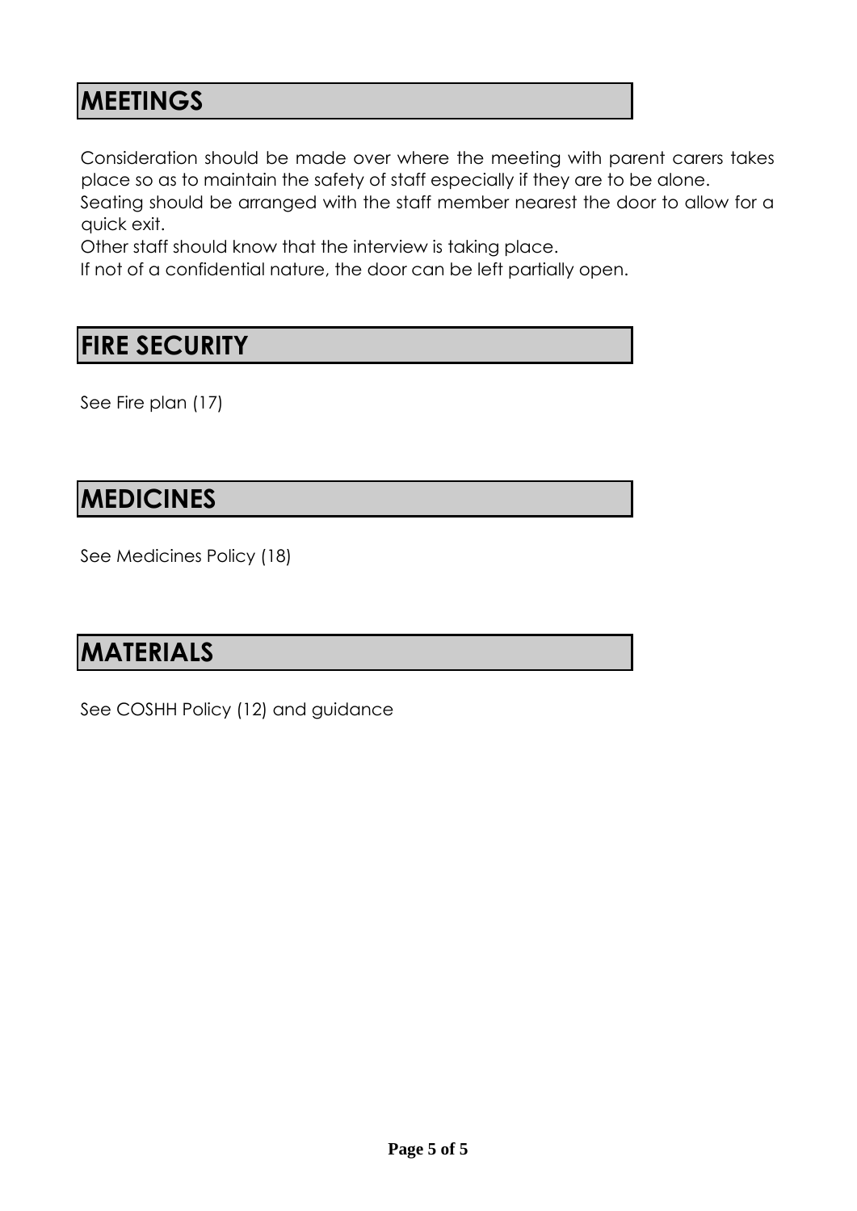## MEETINGS

Consideration should be made over where the meeting with parent carers takes place so as to maintain the safety of staff especially if they are to be alone.
Seating should be arranged with the staff member nearest the door to allow for a quick exit.
Other staff should know that the interview is taking place.
If not of a confidential nature, the door can be left partially open.

## FIRE SECURITY

See Fire plan (17)

## MEDICINES

See Medicines Policy (18)

## MATERIALS

See COSHH Policy (12) and guidance